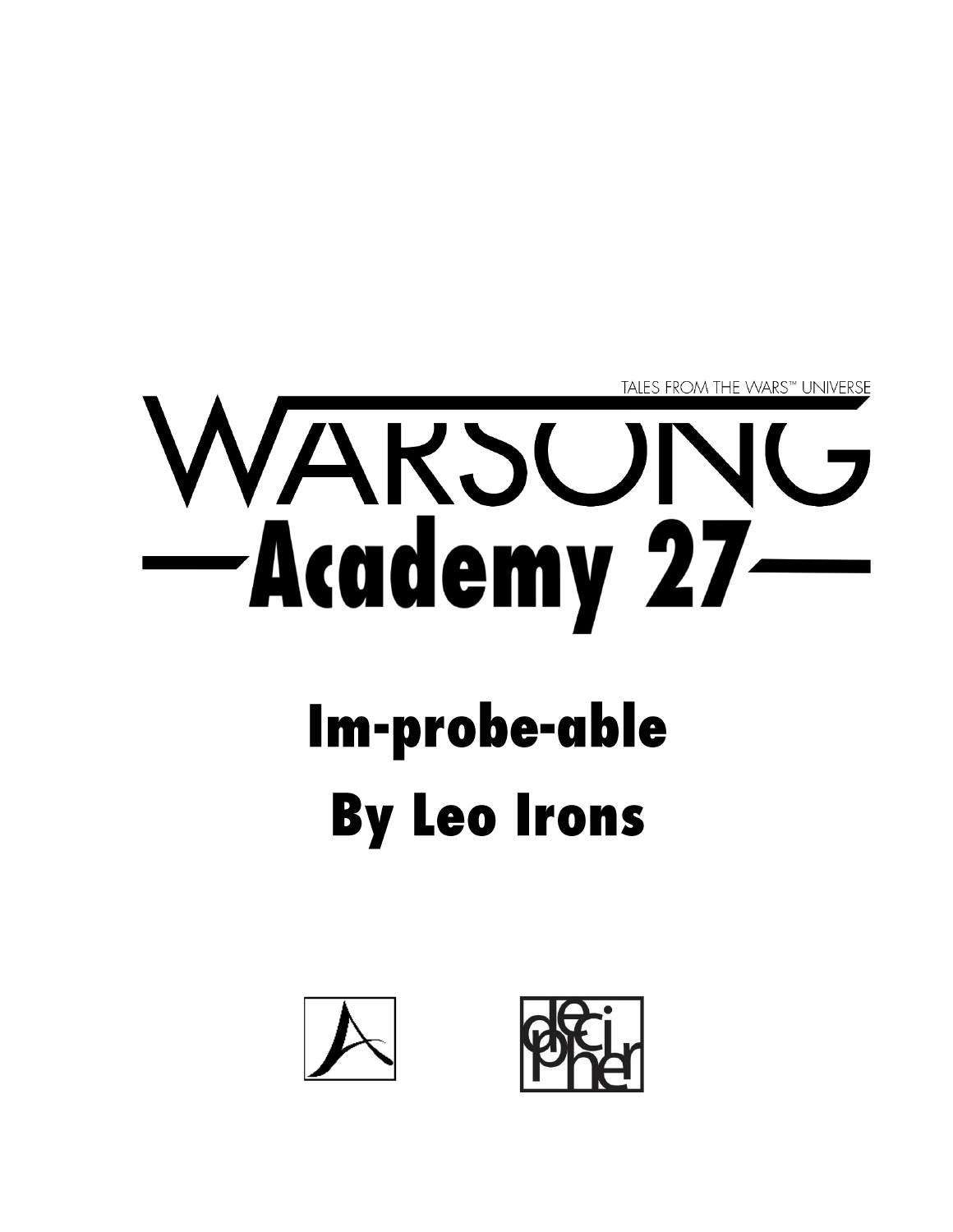TALES FROM THE WARS™ UNIVERSE

# WARSONG

## Academy 27

# Im-probe-able

# By Leo Irons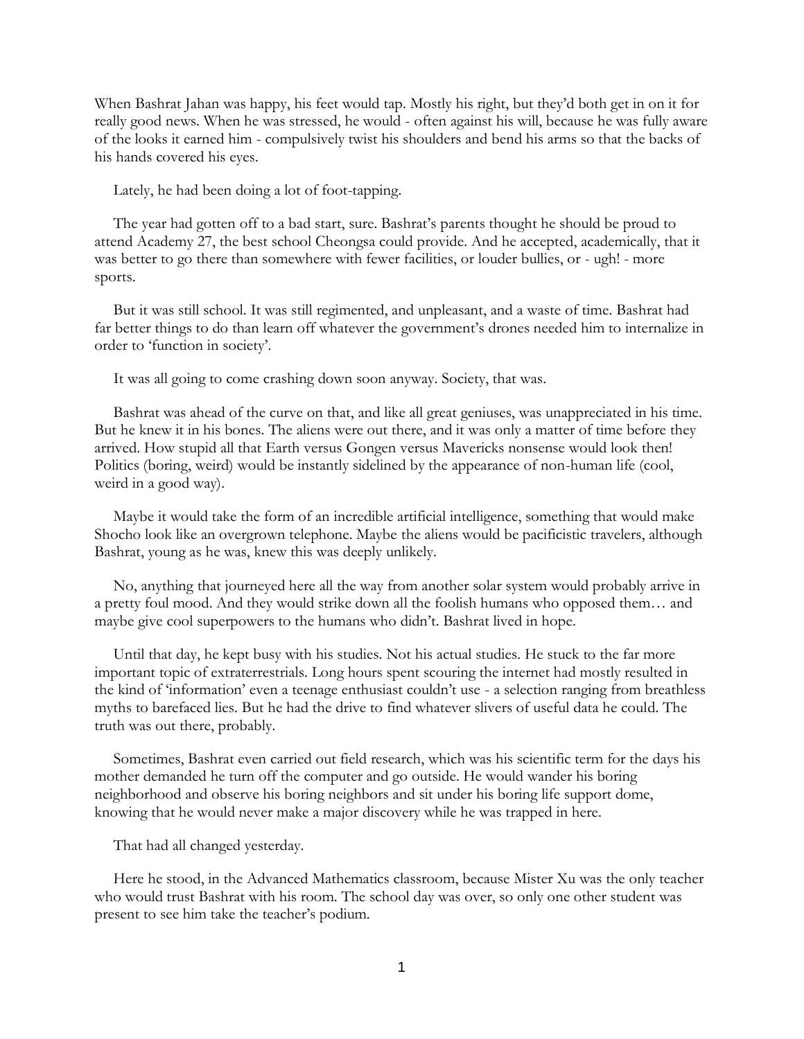When Bashrat Jahan was happy, his feet would tap. Mostly his right, but they'd both get in on it for really good news. When he was stressed, he would - often against his will, because he was fully aware of the looks it earned him - compulsively twist his shoulders and bend his arms so that the backs of his hands covered his eyes.

Lately, he had been doing a lot of foot-tapping.

The year had gotten off to a bad start, sure. Bashrat's parents thought he should be proud to attend Academy 27, the best school Cheongsa could provide. And he accepted, academically, that it was better to go there than somewhere with fewer facilities, or louder bullies, or - ugh! - more sports.

But it was still school. It was still regimented, and unpleasant, and a waste of time. Bashrat had far better things to do than learn off whatever the government's drones needed him to internalize in order to 'function in society'.

It was all going to come crashing down soon anyway. Society, that was.

Bashrat was ahead of the curve on that, and like all great geniuses, was unappreciated in his time. But he knew it in his bones. The aliens were out there, and it was only a matter of time before they arrived. How stupid all that Earth versus Gongen versus Mavericks nonsense would look then! Politics (boring, weird) would be instantly sidelined by the appearance of non-human life (cool, weird in a good way).

Maybe it would take the form of an incredible artificial intelligence, something that would make Shocho look like an overgrown telephone. Maybe the aliens would be pacificistic travelers, although Bashrat, young as he was, knew this was deeply unlikely.

No, anything that journeyed here all the way from another solar system would probably arrive in a pretty foul mood. And they would strike down all the foolish humans who opposed them… and maybe give cool superpowers to the humans who didn't. Bashrat lived in hope.

Until that day, he kept busy with his studies. Not his actual studies. He stuck to the far more important topic of extraterrestrials. Long hours spent scouring the internet had mostly resulted in the kind of 'information' even a teenage enthusiast couldn't use - a selection ranging from breathless myths to barefaced lies. But he had the drive to find whatever slivers of useful data he could. The truth was out there, probably.

Sometimes, Bashrat even carried out field research, which was his scientific term for the days his mother demanded he turn off the computer and go outside. He would wander his boring neighborhood and observe his boring neighbors and sit under his boring life support dome, knowing that he would never make a major discovery while he was trapped in here.

That had all changed yesterday.

Here he stood, in the Advanced Mathematics classroom, because Mister Xu was the only teacher who would trust Bashrat with his room. The school day was over, so only one other student was present to see him take the teacher's podium.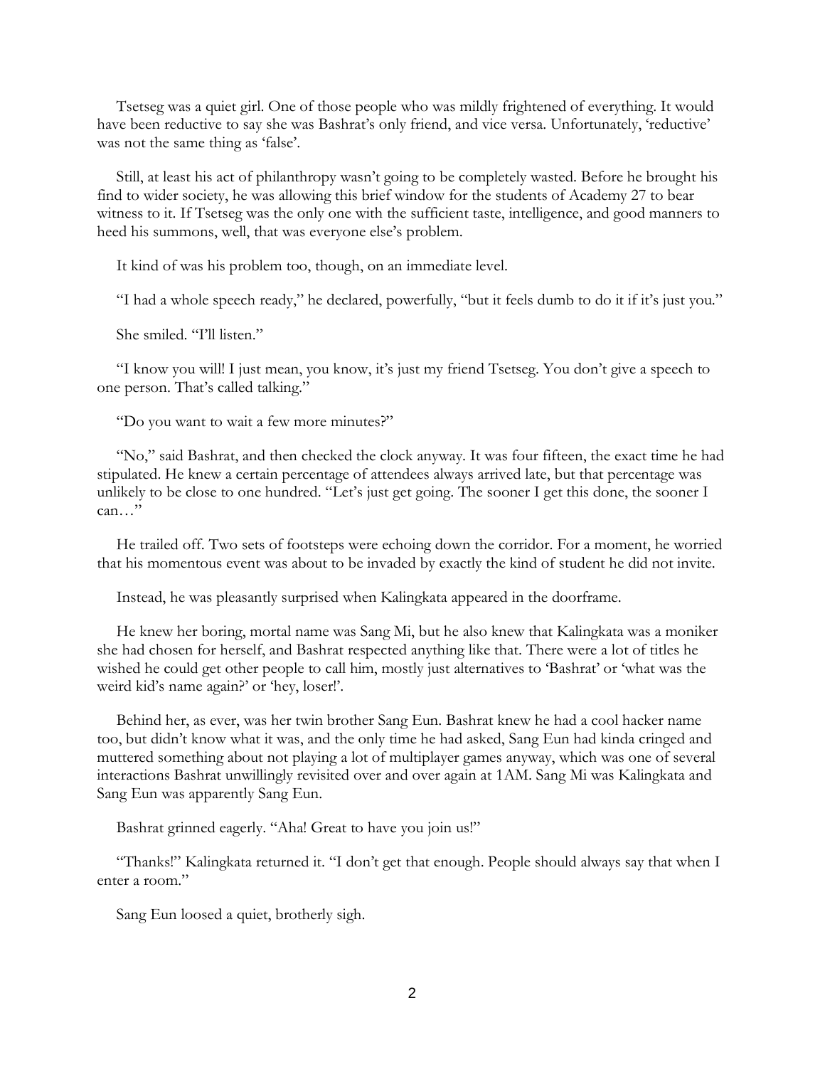Tsetseg was a quiet girl. One of those people who was mildly frightened of everything. It would have been reductive to say she was Bashrat's only friend, and vice versa. Unfortunately, 'reductive' was not the same thing as 'false'.

Still, at least his act of philanthropy wasn't going to be completely wasted. Before he brought his find to wider society, he was allowing this brief window for the students of Academy 27 to bear witness to it. If Tsetseg was the only one with the sufficient taste, intelligence, and good manners to heed his summons, well, that was everyone else's problem.

It kind of was his problem too, though, on an immediate level.

"I had a whole speech ready," he declared, powerfully, "but it feels dumb to do it if it's just you."

She smiled. "I'll listen."

"I know you will! I just mean, you know, it's just my friend Tsetseg. You don't give a speech to one person. That's called talking."

"Do you want to wait a few more minutes?"

"No," said Bashrat, and then checked the clock anyway. It was four fifteen, the exact time he had stipulated. He knew a certain percentage of attendees always arrived late, but that percentage was unlikely to be close to one hundred. "Let's just get going. The sooner I get this done, the sooner I can…"

He trailed off. Two sets of footsteps were echoing down the corridor. For a moment, he worried that his momentous event was about to be invaded by exactly the kind of student he did not invite.

Instead, he was pleasantly surprised when Kalingkata appeared in the doorframe.

He knew her boring, mortal name was Sang Mi, but he also knew that Kalingkata was a moniker she had chosen for herself, and Bashrat respected anything like that. There were a lot of titles he wished he could get other people to call him, mostly just alternatives to 'Bashrat' or 'what was the weird kid's name again?' or 'hey, loser!'.

Behind her, as ever, was her twin brother Sang Eun. Bashrat knew he had a cool hacker name too, but didn't know what it was, and the only time he had asked, Sang Eun had kinda cringed and muttered something about not playing a lot of multiplayer games anyway, which was one of several interactions Bashrat unwillingly revisited over and over again at 1AM. Sang Mi was Kalingkata and Sang Eun was apparently Sang Eun.

Bashrat grinned eagerly. "Aha! Great to have you join us!"

"Thanks!" Kalingkata returned it. "I don't get that enough. People should always say that when I enter a room."

Sang Eun loosed a quiet, brotherly sigh.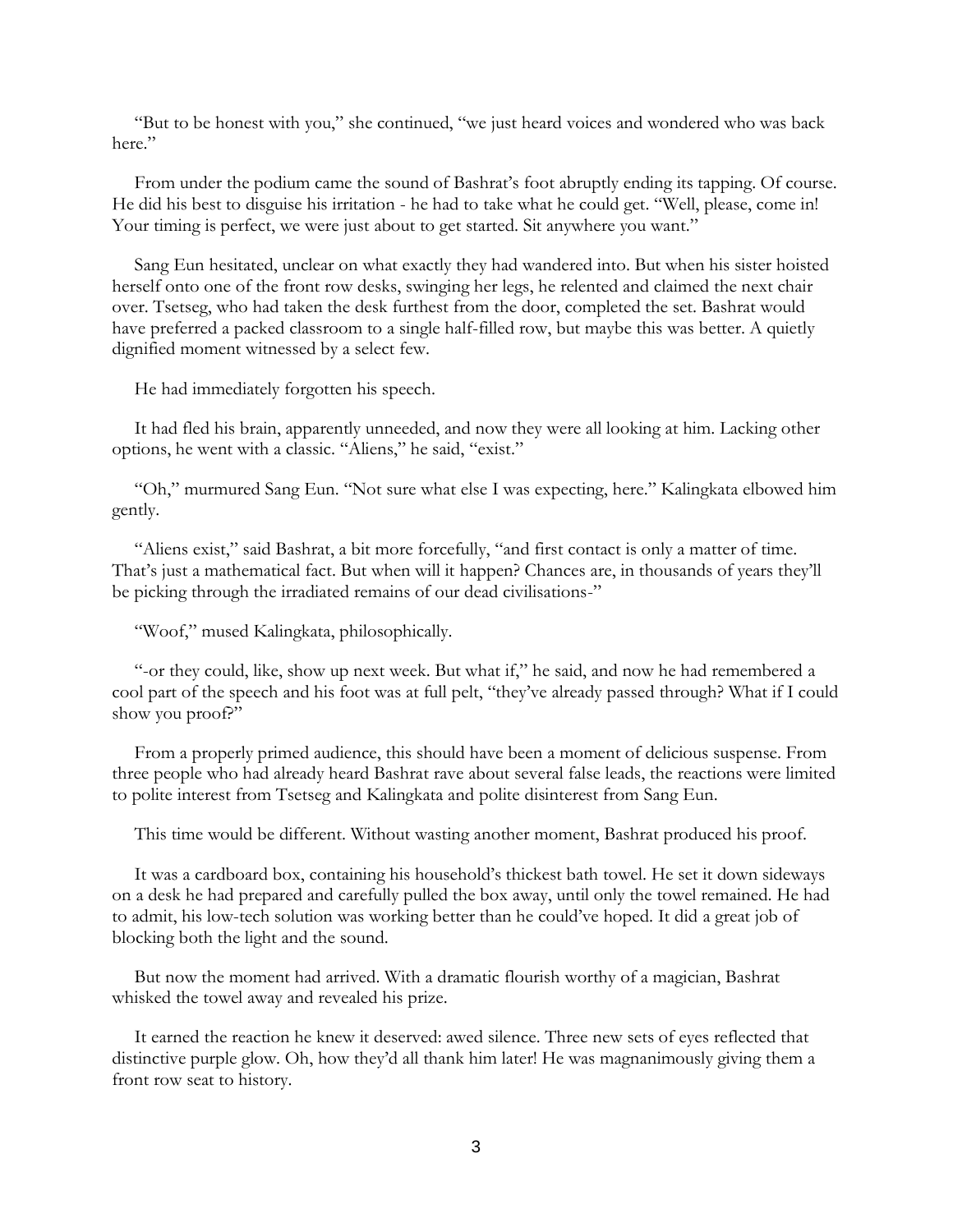"But to be honest with you," she continued, "we just heard voices and wondered who was back here."

From under the podium came the sound of Bashrat's foot abruptly ending its tapping. Of course. He did his best to disguise his irritation - he had to take what he could get. "Well, please, come in! Your timing is perfect, we were just about to get started. Sit anywhere you want."

Sang Eun hesitated, unclear on what exactly they had wandered into. But when his sister hoisted herself onto one of the front row desks, swinging her legs, he relented and claimed the next chair over. Tsetseg, who had taken the desk furthest from the door, completed the set. Bashrat would have preferred a packed classroom to a single half-filled row, but maybe this was better. A quietly dignified moment witnessed by a select few.

He had immediately forgotten his speech.

It had fled his brain, apparently unneeded, and now they were all looking at him. Lacking other options, he went with a classic. "Aliens," he said, "exist."

"Oh," murmured Sang Eun. "Not sure what else I was expecting, here." Kalingkata elbowed him gently.

"Aliens exist," said Bashrat, a bit more forcefully, "and first contact is only a matter of time. That's just a mathematical fact. But when will it happen? Chances are, in thousands of years they'll be picking through the irradiated remains of our dead civilisations-"

"Woof," mused Kalingkata, philosophically.

"-or they could, like, show up next week. But what if," he said, and now he had remembered a cool part of the speech and his foot was at full pelt, "they've already passed through? What if I could show you proof?"

From a properly primed audience, this should have been a moment of delicious suspense. From three people who had already heard Bashrat rave about several false leads, the reactions were limited to polite interest from Tsetseg and Kalingkata and polite disinterest from Sang Eun.

This time would be different. Without wasting another moment, Bashrat produced his proof.

It was a cardboard box, containing his household's thickest bath towel. He set it down sideways on a desk he had prepared and carefully pulled the box away, until only the towel remained. He had to admit, his low-tech solution was working better than he could've hoped. It did a great job of blocking both the light and the sound.

But now the moment had arrived. With a dramatic flourish worthy of a magician, Bashrat whisked the towel away and revealed his prize.

It earned the reaction he knew it deserved: awed silence. Three new sets of eyes reflected that distinctive purple glow. Oh, how they'd all thank him later! He was magnanimously giving them a front row seat to history.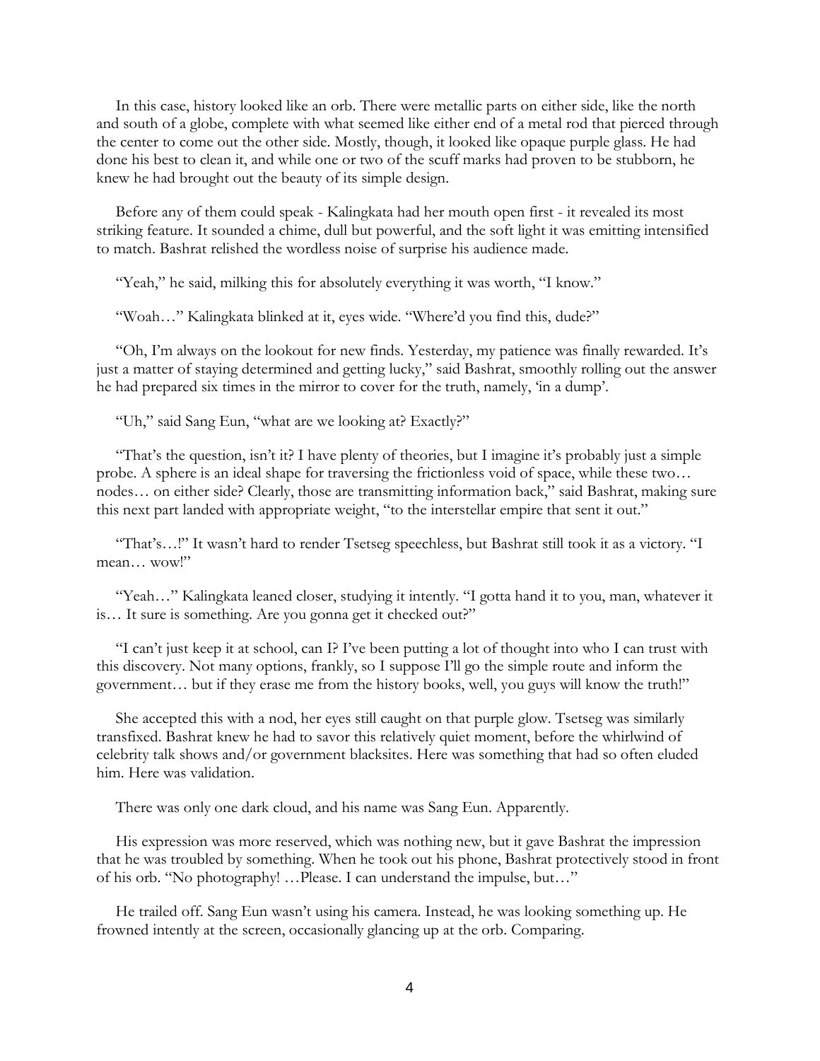In this case, history looked like an orb. There were metallic parts on either side, like the north and south of a globe, complete with what seemed like either end of a metal rod that pierced through the center to come out the other side. Mostly, though, it looked like opaque purple glass. He had done his best to clean it, and while one or two of the scuff marks had proven to be stubborn, he knew he had brought out the beauty of its simple design.

Before any of them could speak - Kalingkata had her mouth open first - it revealed its most striking feature. It sounded a chime, dull but powerful, and the soft light it was emitting intensified to match. Bashrat relished the wordless noise of surprise his audience made.

"Yeah," he said, milking this for absolutely everything it was worth, "I know."

"Woah…" Kalingkata blinked at it, eyes wide. "Where'd you find this, dude?"

"Oh, I'm always on the lookout for new finds. Yesterday, my patience was finally rewarded. It's just a matter of staying determined and getting lucky," said Bashrat, smoothly rolling out the answer he had prepared six times in the mirror to cover for the truth, namely, 'in a dump'.

"Uh," said Sang Eun, "what are we looking at? Exactly?"

"That's the question, isn't it? I have plenty of theories, but I imagine it's probably just a simple probe. A sphere is an ideal shape for traversing the frictionless void of space, while these two… nodes… on either side? Clearly, those are transmitting information back," said Bashrat, making sure this next part landed with appropriate weight, "to the interstellar empire that sent it out."

"That's…!" It wasn't hard to render Tsetseg speechless, but Bashrat still took it as a victory. "I mean… wow!"

"Yeah…" Kalingkata leaned closer, studying it intently. "I gotta hand it to you, man, whatever it is… It sure is something. Are you gonna get it checked out?"

"I can't just keep it at school, can I? I've been putting a lot of thought into who I can trust with this discovery. Not many options, frankly, so I suppose I'll go the simple route and inform the government… but if they erase me from the history books, well, you guys will know the truth!"

She accepted this with a nod, her eyes still caught on that purple glow. Tsetseg was similarly transfixed. Bashrat knew he had to savor this relatively quiet moment, before the whirlwind of celebrity talk shows and/or government blacksites. Here was something that had so often eluded him. Here was validation.

There was only one dark cloud, and his name was Sang Eun. Apparently.

His expression was more reserved, which was nothing new, but it gave Bashrat the impression that he was troubled by something. When he took out his phone, Bashrat protectively stood in front of his orb. "No photography! …Please. I can understand the impulse, but…"

He trailed off. Sang Eun wasn't using his camera. Instead, he was looking something up. He frowned intently at the screen, occasionally glancing up at the orb. Comparing.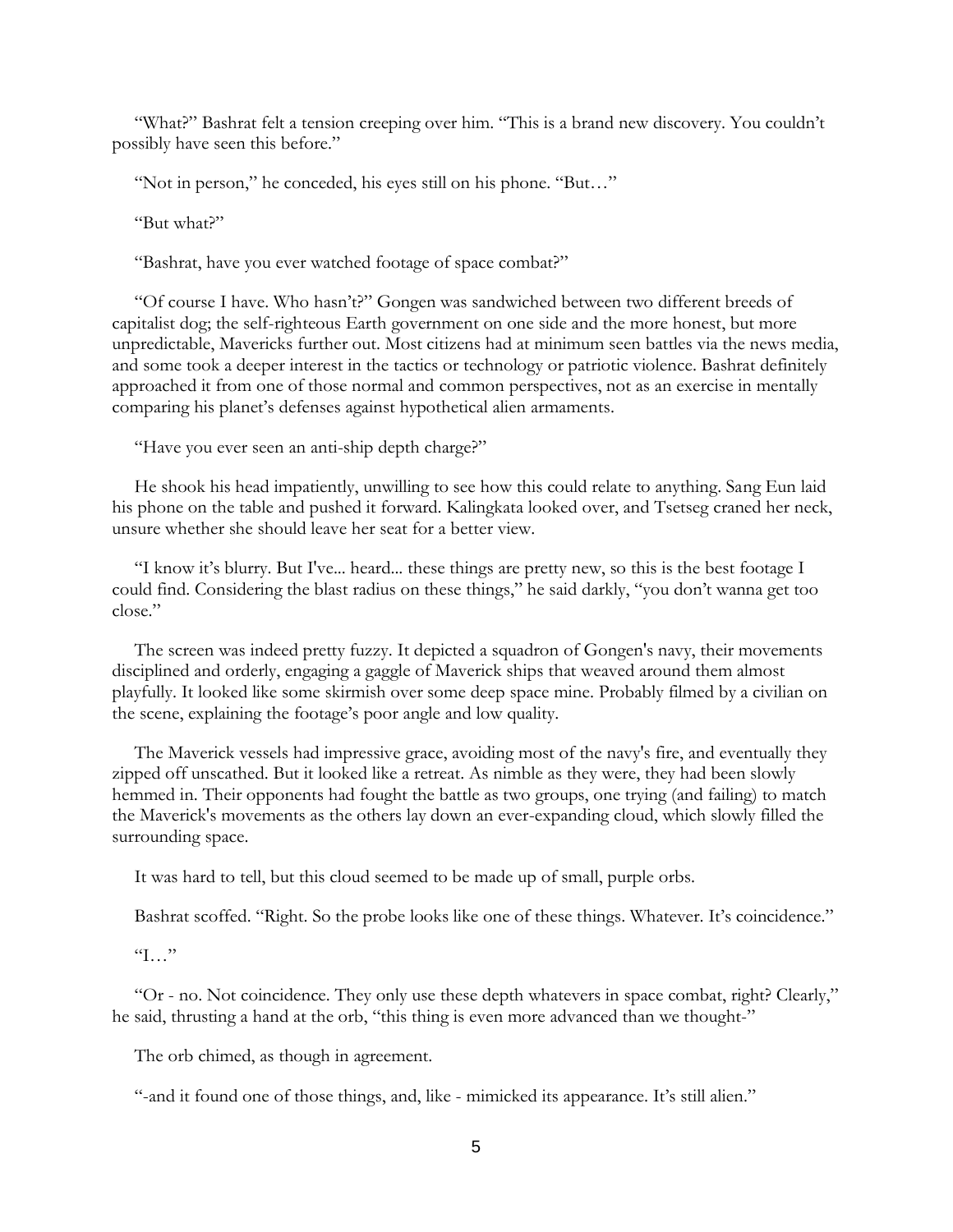"What?" Bashrat felt a tension creeping over him. "This is a brand new discovery. You couldn't possibly have seen this before."

"Not in person," he conceded, his eyes still on his phone. "But…"

"But what?"

"Bashrat, have you ever watched footage of space combat?"

"Of course I have. Who hasn't?" Gongen was sandwiched between two different breeds of capitalist dog; the self-righteous Earth government on one side and the more honest, but more unpredictable, Mavericks further out. Most citizens had at minimum seen battles via the news media, and some took a deeper interest in the tactics or technology or patriotic violence. Bashrat definitely approached it from one of those normal and common perspectives, not as an exercise in mentally comparing his planet's defenses against hypothetical alien armaments.

"Have you ever seen an anti-ship depth charge?"

He shook his head impatiently, unwilling to see how this could relate to anything. Sang Eun laid his phone on the table and pushed it forward. Kalingkata looked over, and Tsetseg craned her neck, unsure whether she should leave her seat for a better view.

"I know it's blurry. But I've... heard... these things are pretty new, so this is the best footage I could find. Considering the blast radius on these things," he said darkly, "you don't wanna get too close."

The screen was indeed pretty fuzzy. It depicted a squadron of Gongen's navy, their movements disciplined and orderly, engaging a gaggle of Maverick ships that weaved around them almost playfully. It looked like some skirmish over some deep space mine. Probably filmed by a civilian on the scene, explaining the footage's poor angle and low quality.

The Maverick vessels had impressive grace, avoiding most of the navy's fire, and eventually they zipped off unscathed. But it looked like a retreat. As nimble as they were, they had been slowly hemmed in. Their opponents had fought the battle as two groups, one trying (and failing) to match the Maverick's movements as the others lay down an ever-expanding cloud, which slowly filled the surrounding space.

It was hard to tell, but this cloud seemed to be made up of small, purple orbs.

Bashrat scoffed. "Right. So the probe looks like one of these things. Whatever. It's coincidence."

"I…"

"Or - no. Not coincidence. They only use these depth whatevers in space combat, right? Clearly," he said, thrusting a hand at the orb, "this thing is even more advanced than we thought-"

The orb chimed, as though in agreement.

"-and it found one of those things, and, like - mimicked its appearance. It's still alien."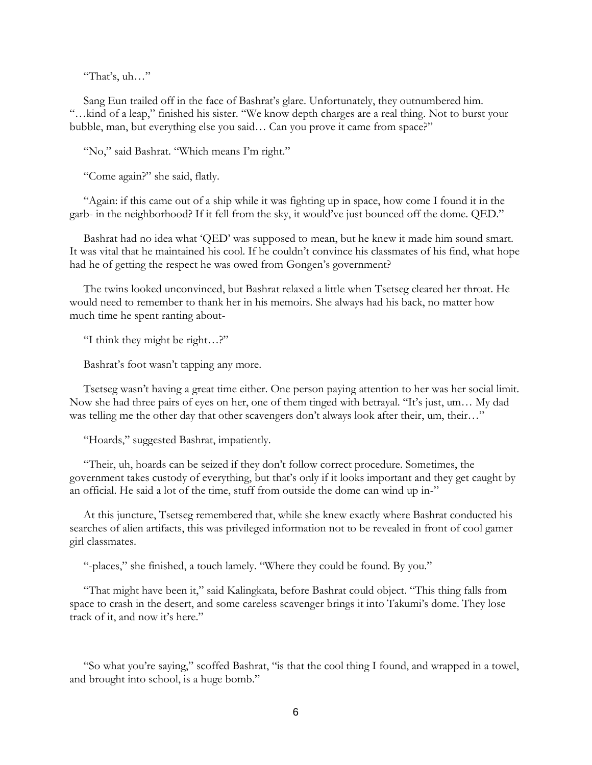"That's, uh…"

Sang Eun trailed off in the face of Bashrat's glare. Unfortunately, they outnumbered him. "…kind of a leap," finished his sister. "We know depth charges are a real thing. Not to burst your bubble, man, but everything else you said… Can you prove it came from space?"

"No," said Bashrat. "Which means I'm right."

"Come again?" she said, flatly.

"Again: if this came out of a ship while it was fighting up in space, how come I found it in the garb- in the neighborhood? If it fell from the sky, it would've just bounced off the dome. QED."

Bashrat had no idea what 'QED' was supposed to mean, but he knew it made him sound smart. It was vital that he maintained his cool. If he couldn't convince his classmates of his find, what hope had he of getting the respect he was owed from Gongen's government?

The twins looked unconvinced, but Bashrat relaxed a little when Tsetseg cleared her throat. He would need to remember to thank her in his memoirs. She always had his back, no matter how much time he spent ranting about-

"I think they might be right…?"

Bashrat's foot wasn't tapping any more.

Tsetseg wasn't having a great time either. One person paying attention to her was her social limit. Now she had three pairs of eyes on her, one of them tinged with betrayal. "It's just, um… My dad was telling me the other day that other scavengers don't always look after their, um, their…"

"Hoards," suggested Bashrat, impatiently.

"Their, uh, hoards can be seized if they don't follow correct procedure. Sometimes, the government takes custody of everything, but that's only if it looks important and they get caught by an official. He said a lot of the time, stuff from outside the dome can wind up in-"

At this juncture, Tsetseg remembered that, while she knew exactly where Bashrat conducted his searches of alien artifacts, this was privileged information not to be revealed in front of cool gamer girl classmates.

"-places," she finished, a touch lamely. "Where they could be found. By you."

"That might have been it," said Kalingkata, before Bashrat could object. "This thing falls from space to crash in the desert, and some careless scavenger brings it into Takumi's dome. They lose track of it, and now it's here."

"So what you're saying," scoffed Bashrat, "is that the cool thing I found, and wrapped in a towel, and brought into school, is a huge bomb."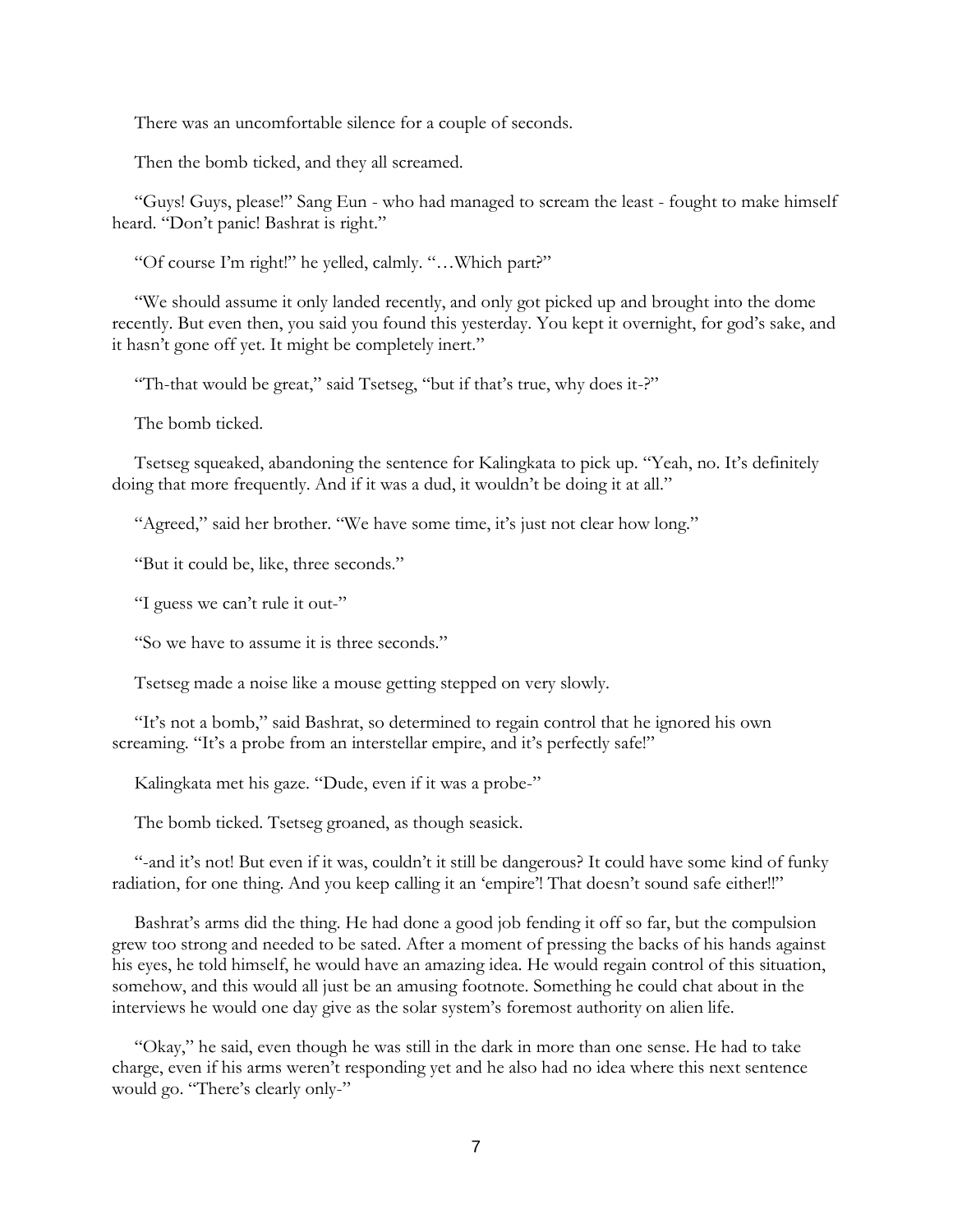There was an uncomfortable silence for a couple of seconds.

Then the bomb ticked, and they all screamed.

"Guys! Guys, please!" Sang Eun - who had managed to scream the least - fought to make himself heard. "Don't panic! Bashrat is right."

"Of course I'm right!" he yelled, calmly. "…Which part?"

"We should assume it only landed recently, and only got picked up and brought into the dome recently. But even then, you said you found this yesterday. You kept it overnight, for god's sake, and it hasn't gone off yet. It might be completely inert."

"Th-that would be great," said Tsetseg, "but if that's true, why does it-?"

The bomb ticked.

Tsetseg squeaked, abandoning the sentence for Kalingkata to pick up. "Yeah, no. It's definitely doing that more frequently. And if it was a dud, it wouldn't be doing it at all."

"Agreed," said her brother. "We have some time, it's just not clear how long."

"But it could be, like, three seconds."

"I guess we can't rule it out-"

"So we have to assume it is three seconds."

Tsetseg made a noise like a mouse getting stepped on very slowly.

"It's not a bomb," said Bashrat, so determined to regain control that he ignored his own screaming. "It's a probe from an interstellar empire, and it's perfectly safe!"

Kalingkata met his gaze. "Dude, even if it was a probe-"

The bomb ticked. Tsetseg groaned, as though seasick.

"-and it's not! But even if it was, couldn't it still be dangerous? It could have some kind of funky radiation, for one thing. And you keep calling it an 'empire'! That doesn't sound safe either!!"

Bashrat's arms did the thing. He had done a good job fending it off so far, but the compulsion grew too strong and needed to be sated. After a moment of pressing the backs of his hands against his eyes, he told himself, he would have an amazing idea. He would regain control of this situation, somehow, and this would all just be an amusing footnote. Something he could chat about in the interviews he would one day give as the solar system's foremost authority on alien life.

"Okay," he said, even though he was still in the dark in more than one sense. He had to take charge, even if his arms weren't responding yet and he also had no idea where this next sentence would go. "There's clearly only-"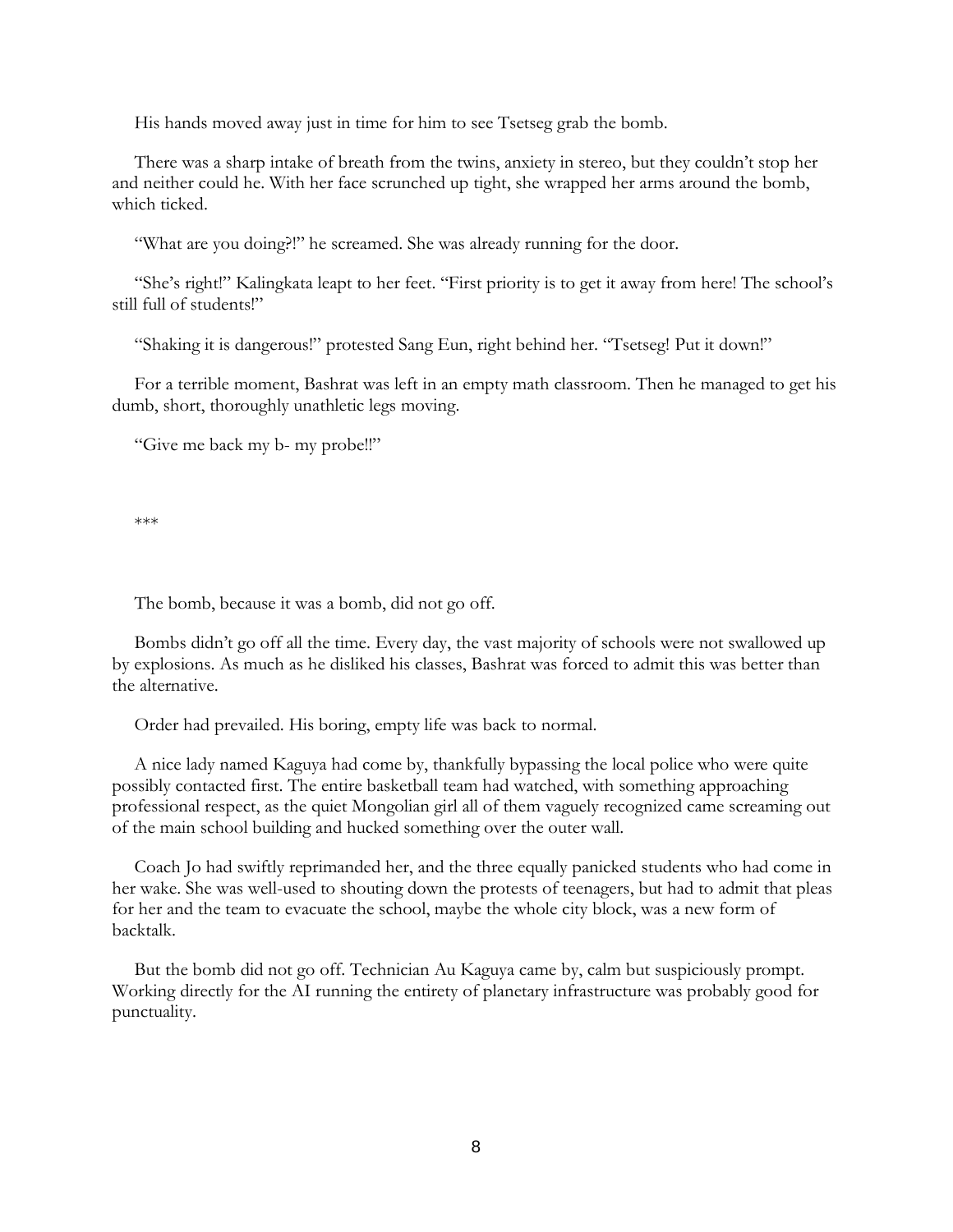His hands moved away just in time for him to see Tsetseg grab the bomb.

There was a sharp intake of breath from the twins, anxiety in stereo, but they couldn't stop her and neither could he. With her face scrunched up tight, she wrapped her arms around the bomb, which ticked.

"What are you doing?!" he screamed. She was already running for the door.

"She's right!" Kalingkata leapt to her feet. "First priority is to get it away from here! The school's still full of students!"

"Shaking it is dangerous!" protested Sang Eun, right behind her. "Tsetseg! Put it down!"

For a terrible moment, Bashrat was left in an empty math classroom. Then he managed to get his dumb, short, thoroughly unathletic legs moving.

"Give me back my b- my probe!!"

***

The bomb, because it was a bomb, did not go off.

Bombs didn't go off all the time. Every day, the vast majority of schools were not swallowed up by explosions. As much as he disliked his classes, Bashrat was forced to admit this was better than the alternative.

Order had prevailed. His boring, empty life was back to normal.

A nice lady named Kaguya had come by, thankfully bypassing the local police who were quite possibly contacted first. The entire basketball team had watched, with something approaching professional respect, as the quiet Mongolian girl all of them vaguely recognized came screaming out of the main school building and hucked something over the outer wall.

Coach Jo had swiftly reprimanded her, and the three equally panicked students who had come in her wake. She was well-used to shouting down the protests of teenagers, but had to admit that pleas for her and the team to evacuate the school, maybe the whole city block, was a new form of backtalk.

But the bomb did not go off. Technician Au Kaguya came by, calm but suspiciously prompt. Working directly for the AI running the entirety of planetary infrastructure was probably good for punctuality.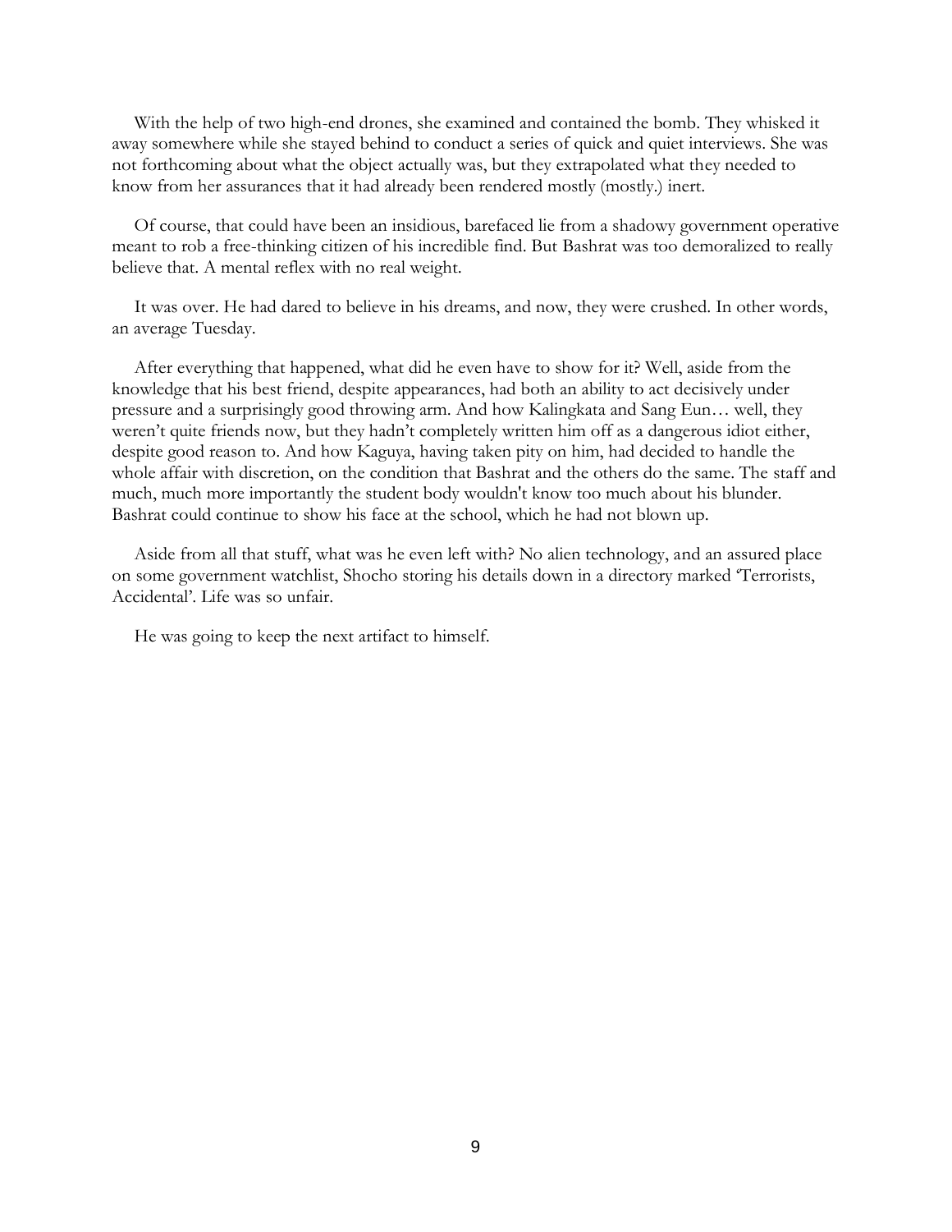With the help of two high-end drones, she examined and contained the bomb. They whisked it away somewhere while she stayed behind to conduct a series of quick and quiet interviews. She was not forthcoming about what the object actually was, but they extrapolated what they needed to know from her assurances that it had already been rendered mostly (mostly.) inert.

Of course, that could have been an insidious, barefaced lie from a shadowy government operative meant to rob a free-thinking citizen of his incredible find. But Bashrat was too demoralized to really believe that. A mental reflex with no real weight.

It was over. He had dared to believe in his dreams, and now, they were crushed. In other words, an average Tuesday.

After everything that happened, what did he even have to show for it? Well, aside from the knowledge that his best friend, despite appearances, had both an ability to act decisively under pressure and a surprisingly good throwing arm. And how Kalingkata and Sang Eun… well, they weren't quite friends now, but they hadn't completely written him off as a dangerous idiot either, despite good reason to. And how Kaguya, having taken pity on him, had decided to handle the whole affair with discretion, on the condition that Bashrat and the others do the same. The staff and much, much more importantly the student body wouldn't know too much about his blunder. Bashrat could continue to show his face at the school, which he had not blown up.

Aside from all that stuff, what was he even left with? No alien technology, and an assured place on some government watchlist, Shocho storing his details down in a directory marked 'Terrorists, Accidental'. Life was so unfair.

He was going to keep the next artifact to himself.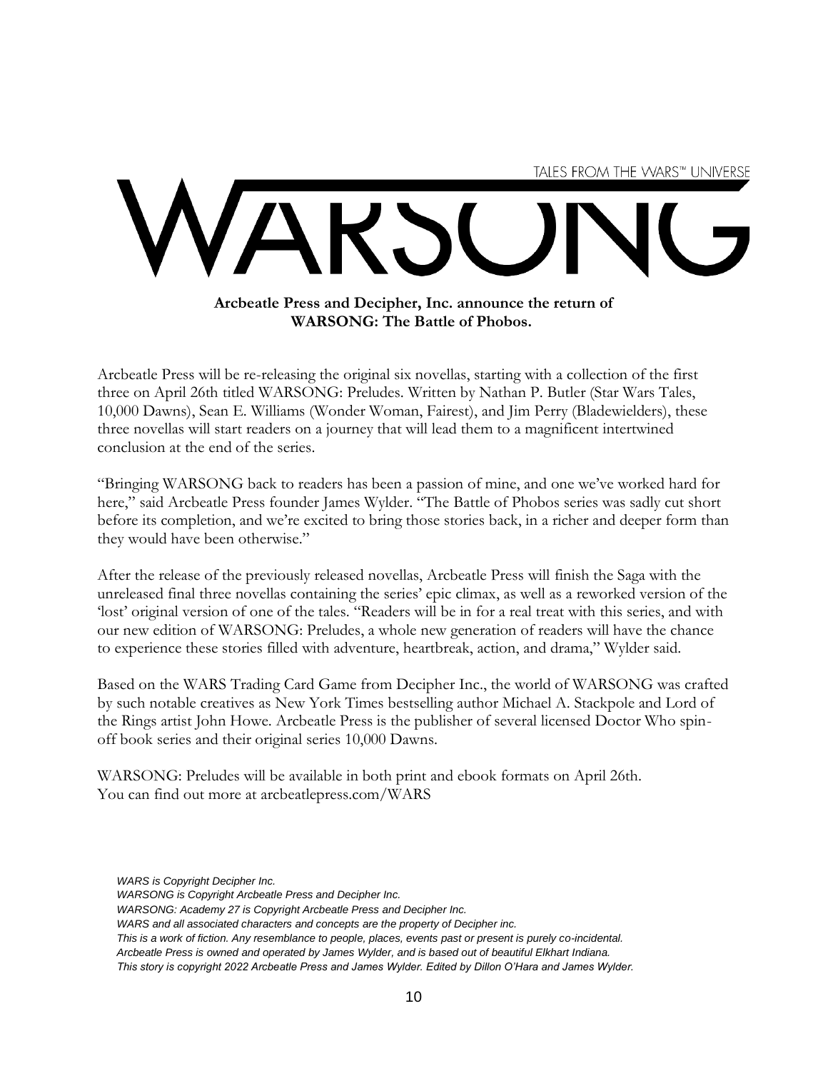TALES FROM THE WARS™ UNIVERSE

# WARSONG

**Arcbeatle Press and Decipher, Inc. announce the return of WARSONG: The Battle of Phobos.**

Arcbeatle Press will be re-releasing the original six novellas, starting with a collection of the first three on April 26th titled WARSONG: Preludes. Written by Nathan P. Butler (Star Wars Tales, 10,000 Dawns), Sean E. Williams (Wonder Woman, Fairest), and Jim Perry (Bladewielders), these three novellas will start readers on a journey that will lead them to a magnificent intertwined conclusion at the end of the series.

"Bringing WARSONG back to readers has been a passion of mine, and one we've worked hard for here," said Arcbeatle Press founder James Wylder. "The Battle of Phobos series was sadly cut short before its completion, and we're excited to bring those stories back, in a richer and deeper form than they would have been otherwise."

After the release of the previously released novellas, Arcbeatle Press will finish the Saga with the unreleased final three novellas containing the series' epic climax, as well as a reworked version of the 'lost' original version of one of the tales. "Readers will be in for a real treat with this series, and with our new edition of WARSONG: Preludes, a whole new generation of readers will have the chance to experience these stories filled with adventure, heartbreak, action, and drama," Wylder said.

Based on the WARS Trading Card Game from Decipher Inc., the world of WARSONG was crafted by such notable creatives as New York Times bestselling author Michael A. Stackpole and Lord of the Rings artist John Howe. Arcbeatle Press is the publisher of several licensed Doctor Who spin-off book series and their original series 10,000 Dawns.

WARSONG: Preludes will be available in both print and ebook formats on April 26th.
You can find out more at arcbeatlepress.com/WARS

*WARS is Copyright Decipher Inc.*
*WARSONG is Copyright Arcbeatle Press and Decipher Inc.*
*WARSONG: Academy 27 is Copyright Arcbeatle Press and Decipher Inc.*
*WARS and all associated characters and concepts are the property of Decipher inc.*
*This is a work of fiction. Any resemblance to people, places, events past or present is purely co-incidental.*
*Arcbeatle Press is owned and operated by James Wylder, and is based out of beautiful Elkhart Indiana.*
*This story is copyright 2022 Arcbeatle Press and James Wylder. Edited by Dillon O'Hara and James Wylder.*